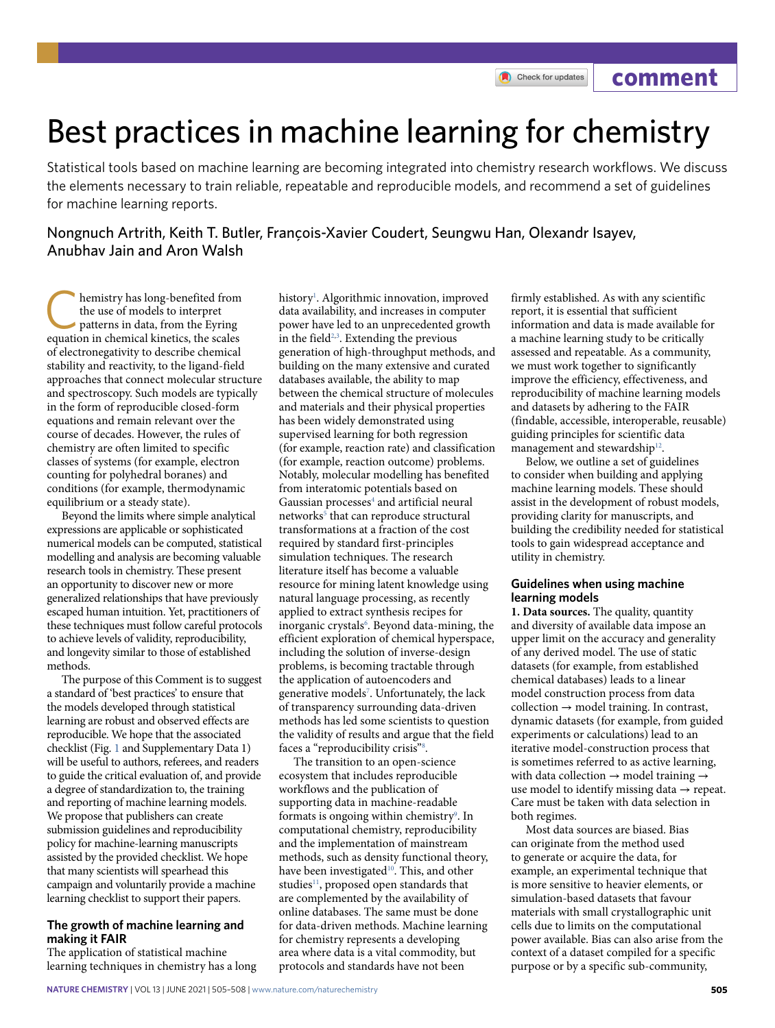# Best practices in machine learning for chemistry

Statistical tools based on machine learning are becoming integrated into chemistry research workflows. We discuss the elements necessary to train reliable, repeatable and reproducible models, and recommend a set of guidelines for machine learning reports.

Nongnuch Artrith, Keith T. Butler, François-Xavier Coudert, Seungwu Han, Olexandr Isayev, Anubhav Jain and Aron Walsh

Chemistry has long-benefited from the use of models to interpret patterns in data, from the Eyring equation in chemical kinetics, the scales of electronegativity to describe chemical stability and reactivity, to the ligand-field approaches that connect molecular structure and spectroscopy. Such models are typically in the form of reproducible closed-form equations and remain relevant over the course of decades. However, the rules of chemistry are often limited to specific classes of systems (for example, electron counting for polyhedral boranes) and conditions (for example, thermodynamic equilibrium or a steady state).

Beyond the limits where simple analytical expressions are applicable or sophisticated numerical models can be computed, statistical modelling and analysis are becoming valuable research tools in chemistry. These present an opportunity to discover new or more generalized relationships that have previously escaped human intuition. Yet, practitioners of these techniques must follow careful protocols to achieve levels of validity, reproducibility, and longevity similar to those of established methods.

The purpose of this Comment is to suggest a standard of 'best practices' to ensure that the models developed through statistical learning are robust and observed effects are reproducible. We hope that the associated checklist (Fig. 1 and Supplementary Data 1) will be useful to authors, referees, and readers to guide the critical evaluation of, and provide a degree of standardization to, the training and reporting of machine learning models. We propose that publishers can create submission guidelines and reproducibility policy for machine-learning manuscripts assisted by the provided checklist. We hope that many scientists will spearhead this campaign and voluntarily provide a machine learning checklist to support their papers.

## The growth of machine learning and making it FAIR

The application of statistical machine learning techniques in chemistry has a long history[1]. Algorithmic innovation, improved data availability, and increases in computer power have led to an unprecedented growth in the field[2,3]. Extending the previous generation of high-throughput methods, and building on the many extensive and curated databases available, the ability to map between the chemical structure of molecules and materials and their physical properties has been widely demonstrated using supervised learning for both regression (for example, reaction rate) and classification (for example, reaction outcome) problems. Notably, molecular modelling has benefited from interatomic potentials based on Gaussian processes[4] and artificial neural networks[5] that can reproduce structural transformations at a fraction of the cost required by standard first-principles simulation techniques. The research literature itself has become a valuable resource for mining latent knowledge using natural language processing, as recently applied to extract synthesis recipes for inorganic crystals[6]. Beyond data-mining, the efficient exploration of chemical hyperspace, including the solution of inverse-design problems, is becoming tractable through the application of autoencoders and generative models[7]. Unfortunately, the lack of transparency surrounding data-driven methods has led some scientists to question the validity of results and argue that the field faces a "reproducibility crisis"[8].

The transition to an open-science ecosystem that includes reproducible workflows and the publication of supporting data in machine-readable formats is ongoing within chemistry[9]. In computational chemistry, reproducibility and the implementation of mainstream methods, such as density functional theory, have been investigated[10]. This, and other studies[11], proposed open standards that are complemented by the availability of online databases. The same must be done for data-driven methods. Machine learning for chemistry represents a developing area where data is a vital commodity, but protocols and standards have not been firmly established. As with any scientific report, it is essential that sufficient information and data is made available for a machine learning study to be critically assessed and repeatable. As a community, we must work together to significantly improve the efficiency, effectiveness, and reproducibility of machine learning models and datasets by adhering to the FAIR (findable, accessible, interoperable, reusable) guiding principles for scientific data management and stewardship[12].

Below, we outline a set of guidelines to consider when building and applying machine learning models. These should assist in the development of robust models, providing clarity for manuscripts, and building the credibility needed for statistical tools to gain widespread acceptance and utility in chemistry.

## Guidelines when using machine learning models

**1. Data sources.** The quality, quantity and diversity of available data impose an upper limit on the accuracy and generality of any derived model. The use of static datasets (for example, from established chemical databases) leads to a linear model construction process from data collection → model training. In contrast, dynamic datasets (for example, from guided experiments or calculations) lead to an iterative model-construction process that is sometimes referred to as active learning, with data collection → model training → use model to identify missing data → repeat. Care must be taken with data selection in both regimes.

Most data sources are biased. Bias can originate from the method used to generate or acquire the data, for example, an experimental technique that is more sensitive to heavier elements, or simulation-based datasets that favour materials with small crystallographic unit cells due to limits on the computational power available. Bias can also arise from the context of a dataset compiled for a specific purpose or by a specific sub-community,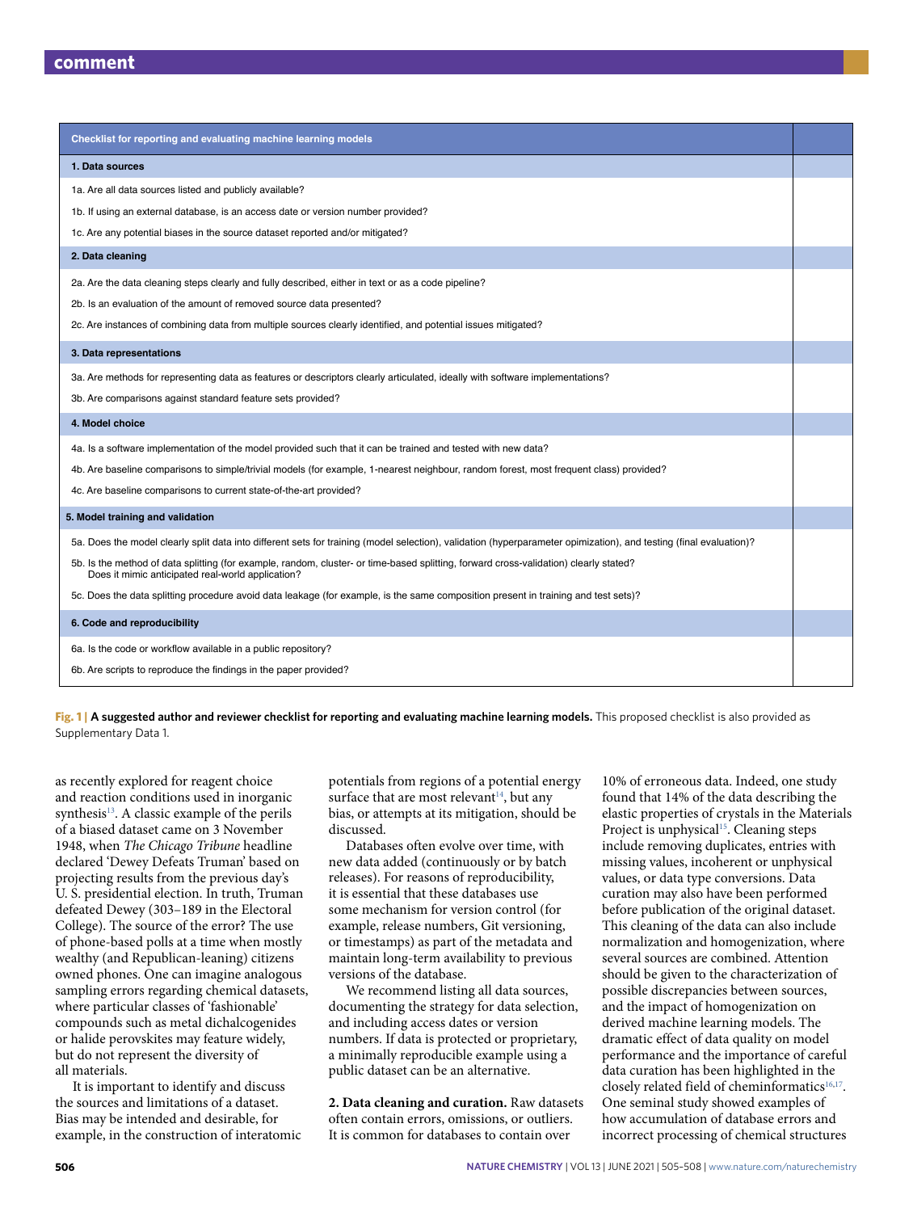| Checklist for reporting and evaluating machine learning models | |
|---|---|
| **1. Data sources** | |
| 1a. Are all data sources listed and publicly available? | |
| 1b. If using an external database, is an access date or version number provided? | |
| 1c. Are any potential biases in the source dataset reported and/or mitigated? | |
| **2. Data cleaning** | |
| 2a. Are the data cleaning steps clearly and fully described, either in text or as a code pipeline? | |
| 2b. Is an evaluation of the amount of removed source data presented? | |
| 2c. Are instances of combining data from multiple sources clearly identified, and potential issues mitigated? | |
| **3. Data representations** | |
| 3a. Are methods for representing data as features or descriptors clearly articulated, ideally with software implementations? | |
| 3b. Are comparisons against standard feature sets provided? | |
| **4. Model choice** | |
| 4a. Is a software implementation of the model provided such that it can be trained and tested with new data? | |
| 4b. Are baseline comparisons to simple/trivial models (for example, 1-nearest neighbour, random forest, most frequent class) provided? | |
| 4c. Are baseline comparisons to current state-of-the-art provided? | |
| **5. Model training and validation** | |
| 5a. Does the model clearly split data into different sets for training (model selection), validation (hyperparameter opimization), and testing (final evaluation)? | |
| 5b. Is the method of data splitting (for example, random, cluster- or time-based splitting, forward cross-validation) clearly stated? Does it mimic anticipated real-world application? | |
| 5c. Does the data splitting procedure avoid data leakage (for example, is the same composition present in training and test sets)? | |
| **6. Code and reproducibility** | |
| 6a. Is the code or workflow available in a public repository? | |
| 6b. Are scripts to reproduce the findings in the paper provided? | |

**Fig. 1 | A suggested author and reviewer checklist for reporting and evaluating machine learning models.** This proposed checklist is also provided as Supplementary Data 1.

as recently explored for reagent choice and reaction conditions used in inorganic synthesis[13]. A classic example of the perils of a biased dataset came on 3 November 1948, when *The Chicago Tribune* headline declared 'Dewey Defeats Truman' based on projecting results from the previous day's U. S. presidential election. In truth, Truman defeated Dewey (303–189 in the Electoral College). The source of the error? The use of phone-based polls at a time when mostly wealthy (and Republican-leaning) citizens owned phones. One can imagine analogous sampling errors regarding chemical datasets, where particular classes of 'fashionable' compounds such as metal dichalcogenides or halide perovskites may feature widely, but do not represent the diversity of all materials.

It is important to identify and discuss the sources and limitations of a dataset. Bias may be intended and desirable, for example, in the construction of interatomic potentials from regions of a potential energy surface that are most relevant[14], but any bias, or attempts at its mitigation, should be discussed.

Databases often evolve over time, with new data added (continuously or by batch releases). For reasons of reproducibility, it is essential that these databases use some mechanism for version control (for example, release numbers, Git versioning, or timestamps) as part of the metadata and maintain long-term availability to previous versions of the database.

We recommend listing all data sources, documenting the strategy for data selection, and including access dates or version numbers. If data is protected or proprietary, a minimally reproducible example using a public dataset can be an alternative.

**2. Data cleaning and curation.** Raw datasets often contain errors, omissions, or outliers. It is common for databases to contain over 10% of erroneous data. Indeed, one study found that 14% of the data describing the elastic properties of crystals in the Materials Project is unphysical[15]. Cleaning steps include removing duplicates, entries with missing values, incoherent or unphysical values, or data type conversions. Data curation may also have been performed before publication of the original dataset. This cleaning of the data can also include normalization and homogenization, where several sources are combined. Attention should be given to the characterization of possible discrepancies between sources, and the impact of homogenization on derived machine learning models. The dramatic effect of data quality on model performance and the importance of careful data curation has been highlighted in the closely related field of cheminformatics[16,17]. One seminal study showed examples of how accumulation of database errors and incorrect processing of chemical structures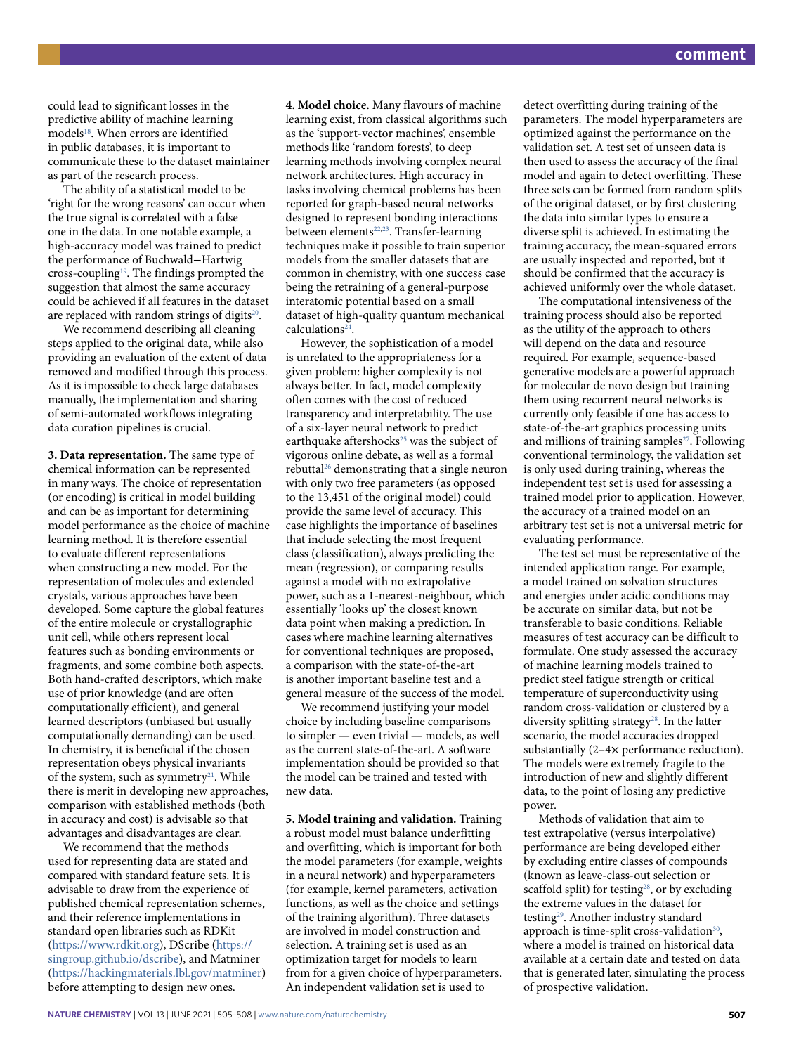could lead to significant losses in the predictive ability of machine learning models[18]. When errors are identified in public databases, it is important to communicate these to the dataset maintainer as part of the research process.

The ability of a statistical model to be 'right for the wrong reasons' can occur when the true signal is correlated with a false one in the data. In one notable example, a high-accuracy model was trained to predict the performance of Buchwald−Hartwig cross-coupling[19]. The findings prompted the suggestion that almost the same accuracy could be achieved if all features in the dataset are replaced with random strings of digits[20].

We recommend describing all cleaning steps applied to the original data, while also providing an evaluation of the extent of data removed and modified through this process. As it is impossible to check large databases manually, the implementation and sharing of semi-automated workflows integrating data curation pipelines is crucial.

**3. Data representation.** The same type of chemical information can be represented in many ways. The choice of representation (or encoding) is critical in model building and can be as important for determining model performance as the choice of machine learning method. It is therefore essential to evaluate different representations when constructing a new model. For the representation of molecules and extended crystals, various approaches have been developed. Some capture the global features of the entire molecule or crystallographic unit cell, while others represent local features such as bonding environments or fragments, and some combine both aspects. Both hand-crafted descriptors, which make use of prior knowledge (and are often computationally efficient), and general learned descriptors (unbiased but usually computationally demanding) can be used. In chemistry, it is beneficial if the chosen representation obeys physical invariants of the system, such as symmetry[21]. While there is merit in developing new approaches, comparison with established methods (both in accuracy and cost) is advisable so that advantages and disadvantages are clear.

We recommend that the methods used for representing data are stated and compared with standard feature sets. It is advisable to draw from the experience of published chemical representation schemes, and their reference implementations in standard open libraries such as RDKit (https://www.rdkit.org), DScribe (https://singroup.github.io/dscribe), and Matminer (https://hackingmaterials.lbl.gov/matminer) before attempting to design new ones.

**4. Model choice.** Many flavours of machine learning exist, from classical algorithms such as the 'support-vector machines', ensemble methods like 'random forests', to deep learning methods involving complex neural network architectures. High accuracy in tasks involving chemical problems has been reported for graph-based neural networks designed to represent bonding interactions between elements[22,23]. Transfer-learning techniques make it possible to train superior models from the smaller datasets that are common in chemistry, with one success case being the retraining of a general-purpose interatomic potential based on a small dataset of high-quality quantum mechanical calculations[24].

However, the sophistication of a model is unrelated to the appropriateness for a given problem: higher complexity is not always better. In fact, model complexity often comes with the cost of reduced transparency and interpretability. The use of a six-layer neural network to predict earthquake aftershocks[25] was the subject of vigorous online debate, as well as a formal rebuttal[26] demonstrating that a single neuron with only two free parameters (as opposed to the 13,451 of the original model) could provide the same level of accuracy. This case highlights the importance of baselines that include selecting the most frequent class (classification), always predicting the mean (regression), or comparing results against a model with no extrapolative power, such as a 1-nearest-neighbour, which essentially 'looks up' the closest known data point when making a prediction. In cases where machine learning alternatives for conventional techniques are proposed, a comparison with the state-of-the-art is another important baseline test and a general measure of the success of the model.

We recommend justifying your model choice by including baseline comparisons to simpler — even trivial — models, as well as the current state-of-the-art. A software implementation should be provided so that the model can be trained and tested with new data.

**5. Model training and validation.** Training a robust model must balance underfitting and overfitting, which is important for both the model parameters (for example, weights in a neural network) and hyperparameters (for example, kernel parameters, activation functions, as well as the choice and settings of the training algorithm). Three datasets are involved in model construction and selection. A training set is used as an optimization target for models to learn from for a given choice of hyperparameters. An independent validation set is used to detect overfitting during training of the parameters. The model hyperparameters are optimized against the performance on the validation set. A test set of unseen data is then used to assess the accuracy of the final model and again to detect overfitting. These three sets can be formed from random splits of the original dataset, or by first clustering the data into similar types to ensure a diverse split is achieved. In estimating the training accuracy, the mean-squared errors are usually inspected and reported, but it should be confirmed that the accuracy is achieved uniformly over the whole dataset.

The computational intensiveness of the training process should also be reported as the utility of the approach to others will depend on the data and resource required. For example, sequence-based generative models are a powerful approach for molecular de novo design but training them using recurrent neural networks is currently only feasible if one has access to state-of-the-art graphics processing units and millions of training samples[27]. Following conventional terminology, the validation set is only used during training, whereas the independent test set is used for assessing a trained model prior to application. However, the accuracy of a trained model on an arbitrary test set is not a universal metric for evaluating performance.

The test set must be representative of the intended application range. For example, a model trained on solvation structures and energies under acidic conditions may be accurate on similar data, but not be transferable to basic conditions. Reliable measures of test accuracy can be difficult to formulate. One study assessed the accuracy of machine learning models trained to predict steel fatigue strength or critical temperature of superconductivity using random cross-validation or clustered by a diversity splitting strategy[28]. In the latter scenario, the model accuracies dropped substantially (2–4× performance reduction). The models were extremely fragile to the introduction of new and slightly different data, to the point of losing any predictive power.

Methods of validation that aim to test extrapolative (versus interpolative) performance are being developed either by excluding entire classes of compounds (known as leave-class-out selection or scaffold split) for testing[28], or by excluding the extreme values in the dataset for testing[29]. Another industry standard approach is time-split cross-validation[30], where a model is trained on historical data available at a certain date and tested on data that is generated later, simulating the process of prospective validation.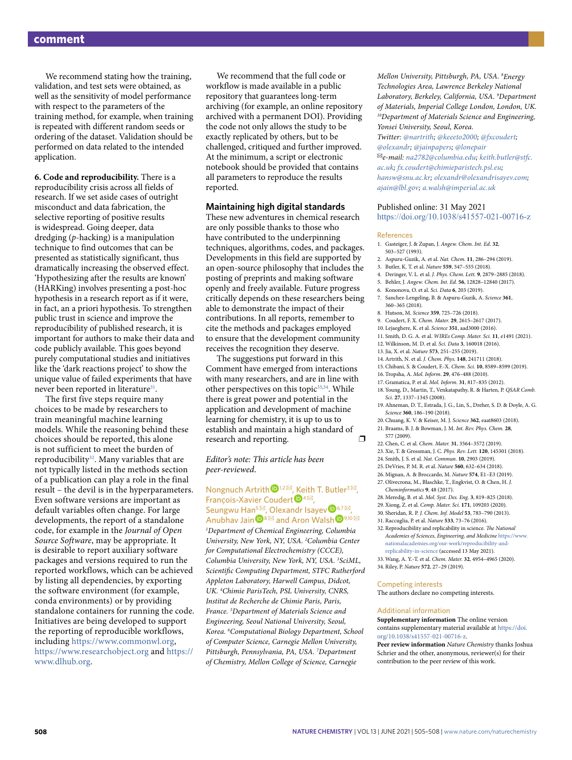We recommend stating how the training, validation, and test sets were obtained, as well as the sensitivity of model performance with respect to the parameters of the training method, for example, when training is repeated with different random seeds or ordering of the dataset. Validation should be performed on data related to the intended application.

**6. Code and reproducibility.** There is a reproducibility crisis across all fields of research. If we set aside cases of outright misconduct and data fabrication, the selective reporting of positive results is widespread. Going deeper, data dredging (*p*-hacking) is a manipulation technique to find outcomes that can be presented as statistically significant, thus dramatically increasing the observed effect. 'Hypothesizing after the results are known' (HARKing) involves presenting a post-hoc hypothesis in a research report as if it were, in fact, an a priori hypothesis. To strengthen public trust in science and improve the reproducibility of published research, it is important for authors to make their data and code publicly available. This goes beyond purely computational studies and initiatives like the 'dark reactions project' to show the unique value of failed experiments that have never been reported in literature[31].

The first five steps require many choices to be made by researchers to train meaningful machine learning models. While the reasoning behind these choices should be reported, this alone is not sufficient to meet the burden of reproducibility[32]. Many variables that are not typically listed in the methods section of a publication can play a role in the final result – the devil is in the hyperparameters. Even software versions are important as default variables often change. For large developments, the report of a standalone code, for example in the *Journal of Open Source Software*, may be appropriate. It is desirable to report auxiliary software packages and versions required to run the reported workflows, which can be achieved by listing all dependencies, by exporting the software environment (for example, conda environments) or by providing standalone containers for running the code. Initiatives are being developed to support the reporting of reproducible workflows, including https://www.commonwl.org, https://www.researchobject.org and https://www.dlhub.org.

We recommend that the full code or workflow is made available in a public repository that guarantees long-term archiving (for example, an online repository archived with a permanent DOI). Providing the code not only allows the study to be exactly replicated by others, but to be challenged, critiqued and further improved. At the minimum, a script or electronic notebook should be provided that contains all parameters to reproduce the results reported.

## Maintaining high digital standards

These new adventures in chemical research are only possible thanks to those who have contributed to the underpinning techniques, algorithms, codes, and packages. Developments in this field are supported by an open-source philosophy that includes the posting of preprints and making software openly and freely available. Future progress critically depends on these researchers being able to demonstrate the impact of their contributions. In all reports, remember to cite the methods and packages employed to ensure that the development community receives the recognition they deserve.

The suggestions put forward in this Comment have emerged from interactions with many researchers, and are in line with other perspectives on this topic[33,34]. While there is great power and potential in the application and development of machine learning for chemistry, it is up to us to establish and maintain a high standard of research and reporting. ❐

*Editor's note: This article has been peer-reviewed.*

Nongnuch Artrith[1,2] ✉, Keith T. Butler[3] ✉, François-Xavier Coudert[4] ✉, Seungwu Han[5] ✉, Olexandr Isayev[6,7] ✉, Anubhav Jain[8] ✉ and Aron Walsh[9,10] ✉

*[1]Department of Chemical Engineering, Columbia University, New York, NY, USA. [2]Columbia Center for Computational Electrochemistry (CCCE), Columbia University, New York, NY, USA. [3]SciML, Scientific Computing Department, STFC Rutherford Appleton Laboratory, Harwell Campus, Didcot, UK. [4]Chimie ParisTech, PSL University, CNRS, Institut de Recherche de Chimie Paris, Paris, France. [5]Department of Materials Science and Engineering, Seoul National University, Seoul, Korea. [6]Computational Biology Department, School of Computer Science, Carnegie Mellon University, Pittsburgh, Pennsylvania, PA, USA. [7]Department of Chemistry, Mellon College of Science, Carnegie Mellon University, Pittsburgh, PA, USA. [8]Energy Technologies Area, Lawrence Berkeley National Laboratory, Berkeley, California, USA. [9]Department of Materials, Imperial College London, London, UK. [10]Department of Materials Science and Engineering, Yonsei University, Seoul, Korea.*

*Twitter: @nartrith; @keeto2000; @fxcoudert; @olexandr; @jainpapers; @lonepair*

✉*e-mail: na2782@columbia.edu; keith.butler@stfc.ac.uk; fx.coudert@chimieparistech.psl.eu; hansw@snu.ac.kr; olexandr@olexandrisayev.com; ajain@lbl.gov; a.walsh@imperial.ac.uk*

Published online: 31 May 2021
https://doi.org/10.1038/s41557-021-00716-z

### References

1. Gasteiger, J. & Zupan, J. *Angew. Chem. Int. Ed.* **32**, 503–527 (1993).
2. Aspuru-Guzik, A. et al. *Nat. Chem.* **11**, 286–294 (2019).
3. Butler, K. T. et al. *Nature* **559**, 547–555 (2018).
4. Deringer, V. L. et al. *J. Phys. Chem. Lett.* **9**, 2879–2885 (2018).
5. Behler, J. *Angew. Chem. Int. Ed.* **56**, 12828–12840 (2017).
6. Kononova, O. et al. *Sci. Data* **6**, 203 (2019).
7. Sanchez-Lengeling, B. & Aspuru-Guzik, A. *Science* **361**, 360–365 (2018).
8. Hutson, M. *Science* **359**, 725–726 (2018).
9. Coudert, F. X. *Chem. Mater.* **29**, 2615–2617 (2017).
10. Lejaeghere, K. et al. *Science* **351**, aad3000 (2016).
11. Smith, D. G. A. et al. *WIREs Comp. Mater. Sci.* **11**, e1491 (2021).
12. Wilkinson, M. D. et al. *Sci. Data* **3**, 160018 (2016).
13. Jia, X. et al. *Nature* **573**, 251–255 (2019).
14. Artrith, N. et al. *J. Chem. Phys.* **148**, 241711 (2018).
15. Chibani, S. & Coudert, F.-X. *Chem. Sci.* **10**, 8589–8599 (2019).
16. Tropsha, A. *Mol. Inform.* **29**, 476–488 (2010).
17. Gramatica, P. et al. *Mol. Inform.* **31**, 817–835 (2012).
18. Young, D., Martin, T., Venkatapathy, R. & Harten, P. *QSAR Comb. Sci.* **27**, 1337–1345 (2008).
19. Ahneman, D. T., Estrada, J. G., Lin, S., Dreher, S. D. & Doyle, A. G. *Science* **360**, 186–190 (2018).
20. Chuang, K. V. & Keiser, M. J. *Science* **362**, eaat8603 (2018).
21. Braams, B. J. & Bowman, J. M. *Int. Rev. Phys. Chem.* **28**, 577 (2009).
22. Chen, C. et al. *Chem. Mater.* **31**, 3564–3572 (2019).
23. Xie, T. & Grossman, J. C. *Phys. Rev. Lett.* **120**, 145301 (2018).
24. Smith, J. S. et al. *Nat. Commun.* **10**, 2903 (2019).
25. DeVries, P. M. R. et al. *Nature* **560**, 632–634 (2018).
26. Mignan, A. & Broccardo, M. *Nature* **574**, E1–E3 (2019).
27. Olivecrona, M., Blaschke, T., Engkvist, O. & Chen, H. *J. Cheminformatics* **9**, 48 (2017).
28. Meredig, B. et al. *Mol. Syst. Des. Eng.* **3**, 819–825 (2018).
29. Xiong, Z. et al. *Comp. Mater. Sci.* **171**, 109203 (2020).
30. Sheridan, R. P. *J. Chem. Inf. Model* **53**, 783–790 (2013).
31. Raccuglia, P. et al. *Nature* **533**, 73–76 (2016).
32. Reproducibility and replicability in science. *The National Academies of Sciences, Engineering, and Medicine* https://www.nationalacademies.org/our-work/reproducibility-and-replicability-in-science (accessed 13 May 2021).
33. Wang, A. Y.-T. et al. *Chem. Mater.* **32**, 4954–4965 (2020).
34. Riley, P. *Nature* **572**, 27–29 (2019).

### Competing interests

The authors declare no competing interests.

### Additional information

**Supplementary information** The online version contains supplementary material available at https://doi.org/10.1038/s41557-021-00716-z.

**Peer review information** *Nature Chemistry* thanks Joshua Schrier and the other, anonymous, reviewer(s) for their contribution to the peer review of this work.